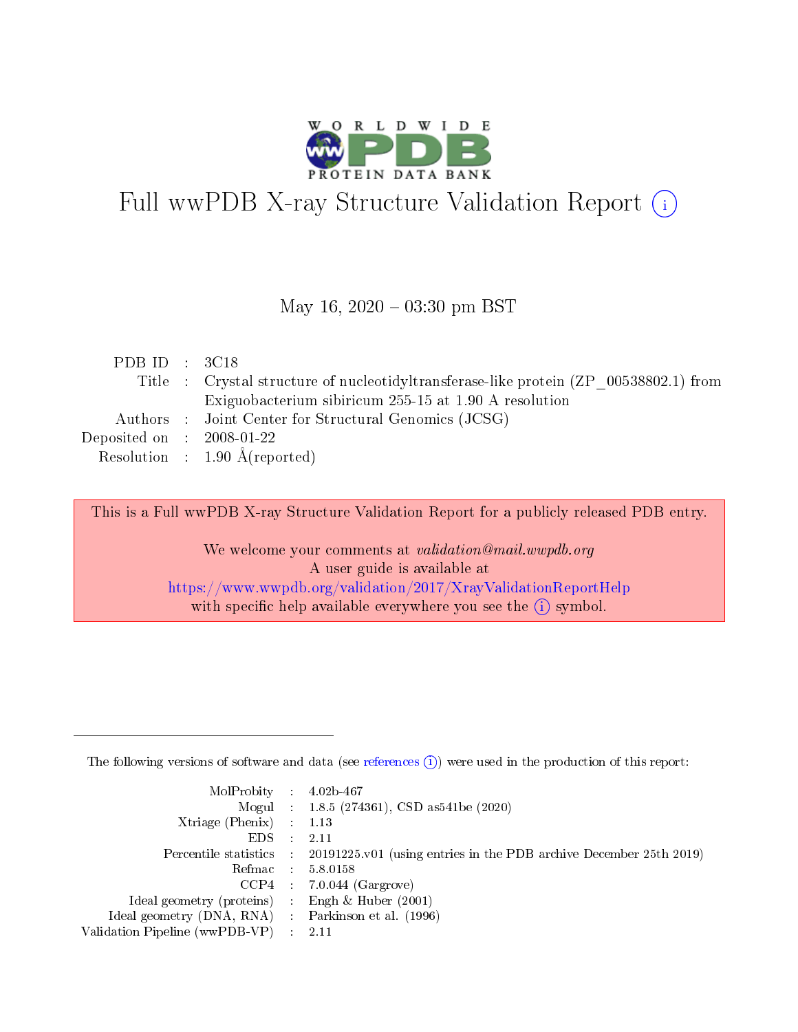# Full wwPDB X-ray Structure Validation Report (i)

May 16, 2020 – 03:30 pm BST

| | | |
|---|---|---|
| PDB ID | : | 3C18 |
| Title | : | Crystal structure of nucleotidyltransferase-like protein (ZP_00538802.1) from Exiguobacterium sibiricum 255-15 at 1.90 A resolution |
| Authors | : | Joint Center for Structural Genomics (JCSG) |
| Deposited on | : | 2008-01-22 |
| Resolution | : | 1.90 Å(reported) |

This is a Full wwPDB X-ray Structure Validation Report for a publicly released PDB entry.

We welcome your comments at *validation@mail.wwpdb.org*
A user guide is available at
https://www.wwpdb.org/validation/2017/XrayValidationReportHelp
with specific help available everywhere you see the (i) symbol.

---

The following versions of software and data (see references (i)) were used in the production of this report:

| | | |
|---|---|---|
| MolProbity | : | 4.02b-467 |
| Mogul | : | 1.8.5 (274361), CSD as541be (2020) |
| Xtriage (Phenix) | : | 1.13 |
| EDS | : | 2.11 |
| Percentile statistics | : | 20191225.v01 (using entries in the PDB archive December 25th 2019) |
| Refmac | : | 5.8.0158 |
| CCP4 | : | 7.0.044 (Gargrove) |
| Ideal geometry (proteins) | : | Engh & Huber (2001) |
| Ideal geometry (DNA, RNA) | : | Parkinson et al. (1996) |
| Validation Pipeline (wwPDB-VP) | : | 2.11 |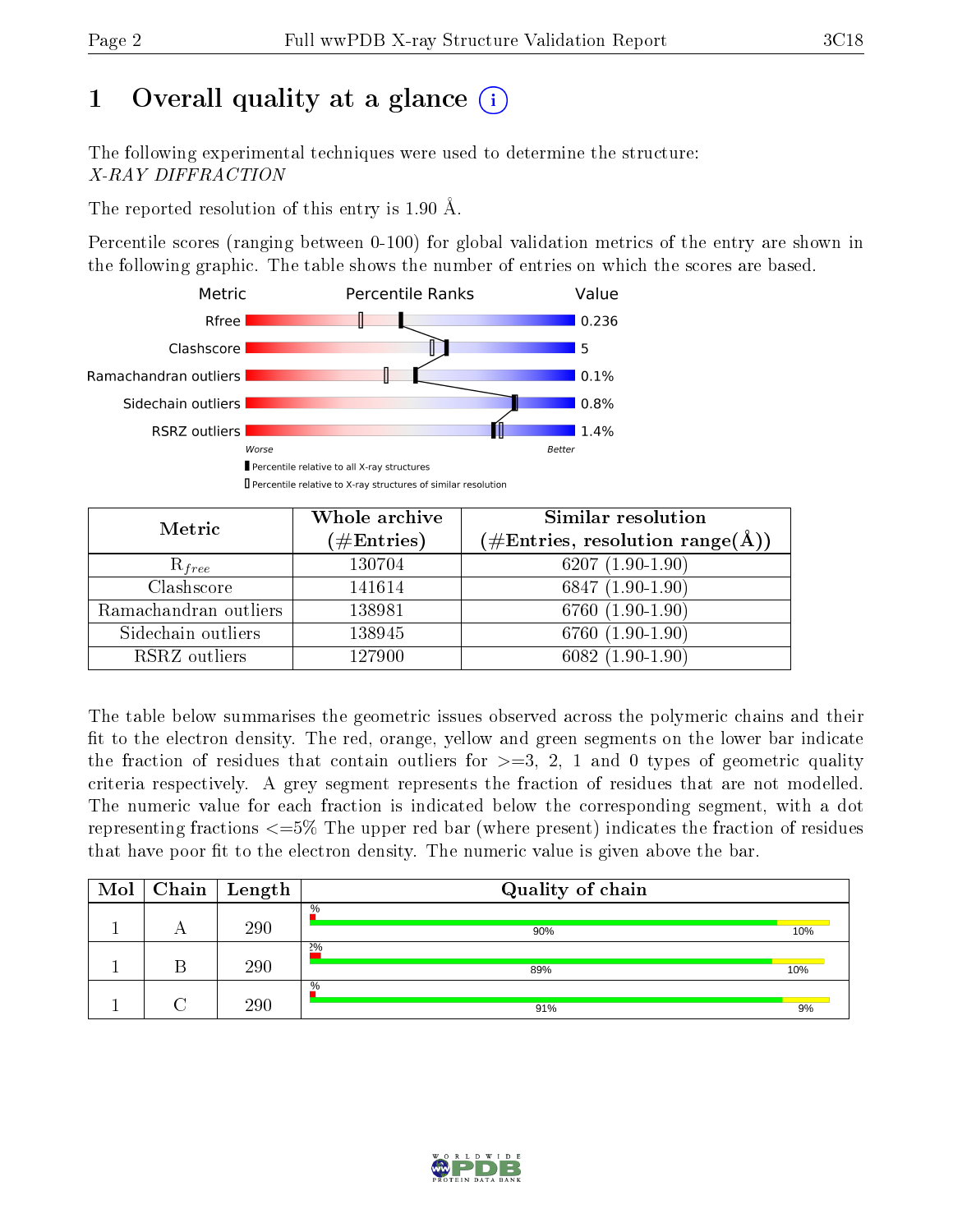# 1 Overall quality at a glance

The following experimental techniques were used to determine the structure: *X-RAY DIFFRACTION*

The reported resolution of this entry is 1.90 Å.

Percentile scores (ranging between 0-100) for global validation metrics of the entry are shown in the following graphic. The table shows the number of entries on which the scores are based.

| Metric | Value |
|---|---|
| Rfree | 0.236 |
| Clashscore | 5 |
| Ramachandran outliers | 0.1% |
| Sidechain outliers | 0.8% |
| RSRZ outliers | 1.4% |

Worse — Better

Percentile relative to all X-ray structures

Percentile relative to X-ray structures of similar resolution

| Metric | Whole archive (#Entries) | Similar resolution (#Entries, resolution range(Å)) |
|---|---|---|
| $R_{free}$ | 130704 | 6207 (1.90-1.90) |
| Clashscore | 141614 | 6847 (1.90-1.90) |
| Ramachandran outliers | 138981 | 6760 (1.90-1.90) |
| Sidechain outliers | 138945 | 6760 (1.90-1.90) |
| RSRZ outliers | 127900 | 6082 (1.90-1.90) |

The table below summarises the geometric issues observed across the polymeric chains and their fit to the electron density. The red, orange, yellow and green segments on the lower bar indicate the fraction of residues that contain outliers for >=3, 2, 1 and 0 types of geometric quality criteria respectively. A grey segment represents the fraction of residues that are not modelled. The numeric value for each fraction is indicated below the corresponding segment, with a dot representing fractions <=5% The upper red bar (where present) indicates the fraction of residues that have poor fit to the electron density. The numeric value is given above the bar.

| Mol | Chain | Length | Quality of chain |
|---|---|---|---|
| 1 | A | 290 | % / 90% / 10% |
| 1 | B | 290 | 2% / 89% / 10% |
| 1 | C | 290 | % / 91% / 9% |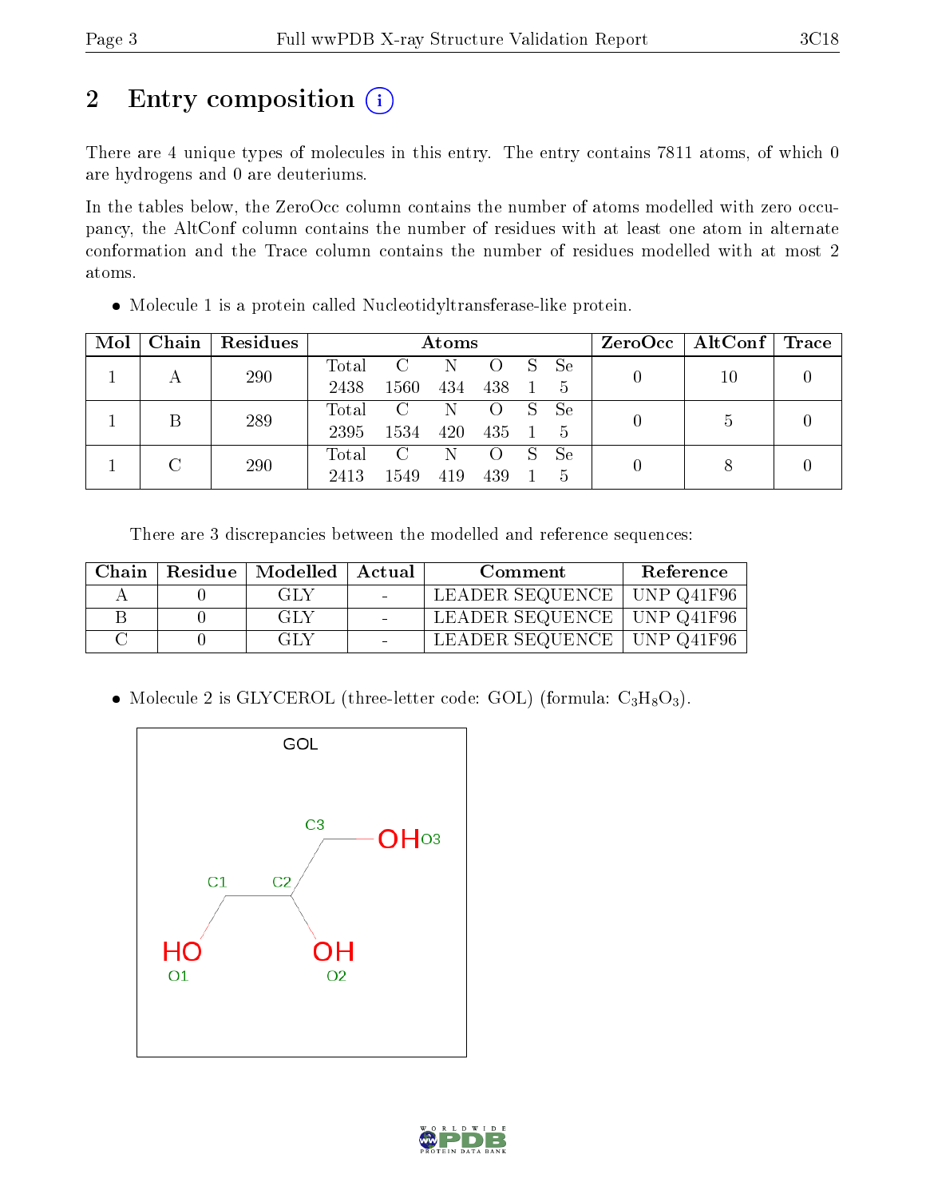# 2 Entry composition (i)

There are 4 unique types of molecules in this entry. The entry contains 7811 atoms, of which 0 are hydrogens and 0 are deuteriums.

In the tables below, the ZeroOcc column contains the number of atoms modelled with zero occupancy, the AltConf column contains the number of residues with at least one atom in alternate conformation and the Trace column contains the number of residues modelled with at most 2 atoms.

- Molecule 1 is a protein called Nucleotidyltransferase-like protein.

| Mol | Chain | Residues | Atoms | | | | | | ZeroOcc | AltConf | Trace |
|---|---|---|---|---|---|---|---|---|---|---|---|
| 1 | A | 290 | Total | C | N | O | S | Se | 0 | 10 | 0 |
| | | | 2438 | 1560 | 434 | 438 | 1 | 5 | | | |
| 1 | B | 289 | Total | C | N | O | S | Se | 0 | 5 | 0 |
| | | | 2395 | 1534 | 420 | 435 | 1 | 5 | | | |
| 1 | C | 290 | Total | C | N | O | S | Se | 0 | 8 | 0 |
| | | | 2413 | 1549 | 419 | 439 | 1 | 5 | | | |

There are 3 discrepancies between the modelled and reference sequences:

| Chain | Residue | Modelled | Actual | Comment | Reference |
|---|---|---|---|---|---|
| A | 0 | GLY | - | LEADER SEQUENCE | UNP Q41F96 |
| B | 0 | GLY | - | LEADER SEQUENCE | UNP Q41F96 |
| C | 0 | GLY | - | LEADER SEQUENCE | UNP Q41F96 |

- Molecule 2 is GLYCEROL (three-letter code: GOL) (formula: $C_3H_8O_3$).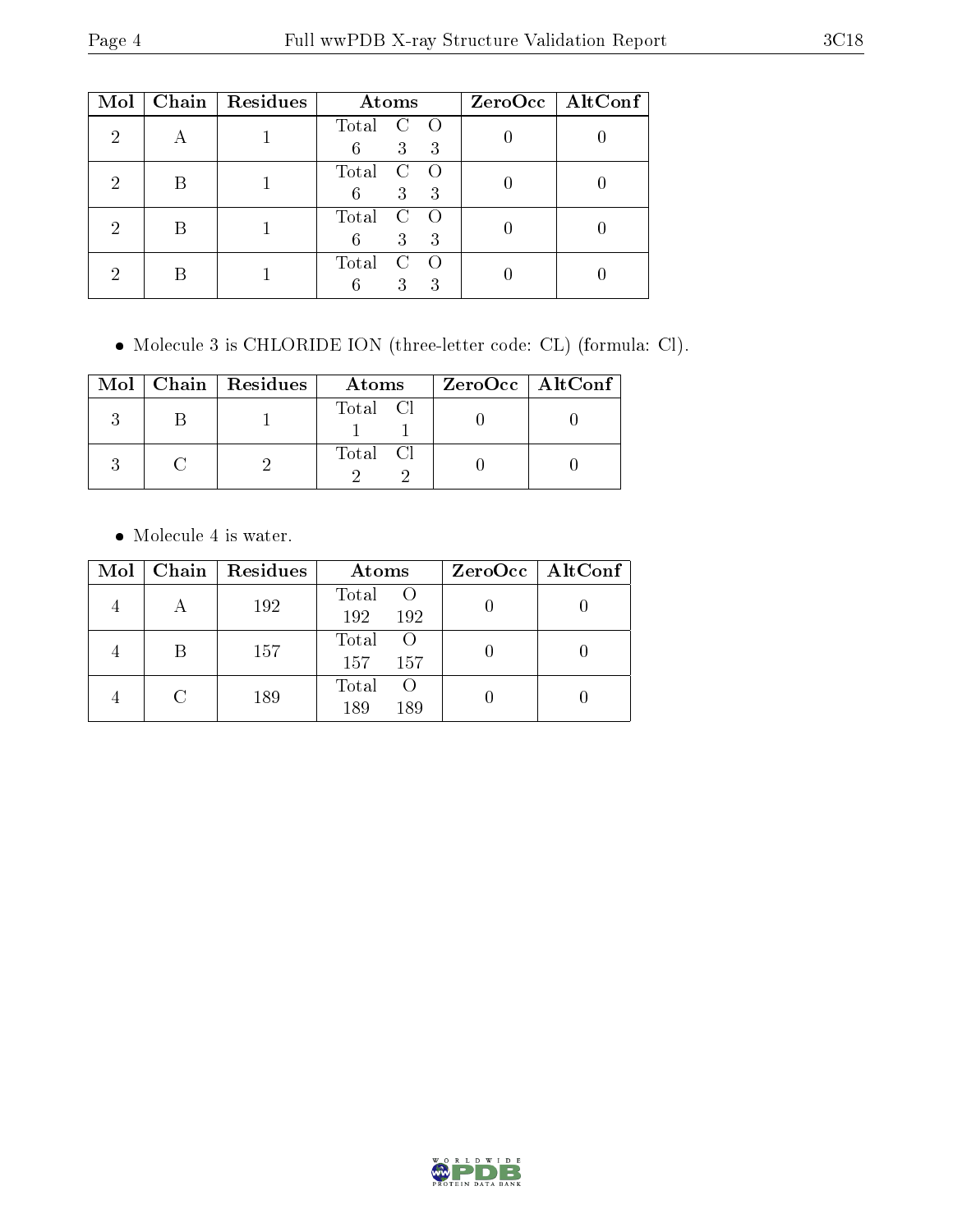| Mol | Chain | Residues | Atoms | | | ZeroOcc | AltConf |
|---|---|---|---|---|---|---|---|
| | | | Total | C | O | | |
| 2 | A | 1 | 6 | 3 | 3 | 0 | 0 |
| 2 | B | 1 | 6 | 3 | 3 | 0 | 0 |
| 2 | B | 1 | 6 | 3 | 3 | 0 | 0 |
| 2 | B | 1 | 6 | 3 | 3 | 0 | 0 |

- Molecule 3 is CHLORIDE ION (three-letter code: CL) (formula: Cl).

| Mol | Chain | Residues | Atoms | | ZeroOcc | AltConf |
|---|---|---|---|---|---|---|
| | | | Total | Cl | | |
| 3 | B | 1 | 1 | 1 | 0 | 0 |
| 3 | C | 2 | 2 | 2 | 0 | 0 |

- Molecule 4 is water.

| Mol | Chain | Residues | Atoms | | ZeroOcc | AltConf |
|---|---|---|---|---|---|---|
| | | | Total | O | | |
| 4 | A | 192 | 192 | 192 | 0 | 0 |
| 4 | B | 157 | 157 | 157 | 0 | 0 |
| 4 | C | 189 | 189 | 189 | 0 | 0 |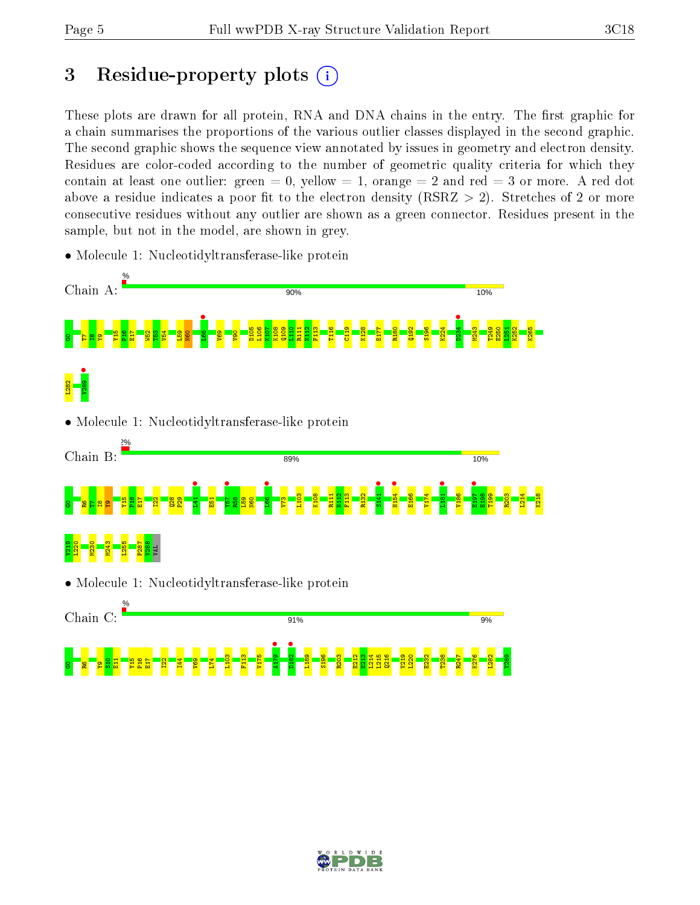# 3 Residue-property plots

These plots are drawn for all protein, RNA and DNA chains in the entry. The first graphic for a chain summarises the proportions of the various outlier classes displayed in the second graphic. The second graphic shows the sequence view annotated by issues in geometry and electron density. Residues are color-coded according to the number of geometric quality criteria for which they contain at least one outlier: green = 0, yellow = 1, orange = 2 and red = 3 or more. A red dot above a residue indicates a poor fit to the electron density (RSRZ > 2). Stretches of 2 or more consecutive residues without any outlier are shown as a green connector. Residues present in the sample, but not in the model, are shown in grey.

- Molecule 1: Nucleotidyltransferase-like protein

Chain A: % 90% 10%

G0 T7 I8 Y9 Y15 P16 E17 W52 T53 V54 L59 N60 L66 V69 V90 D105 L106 K107 K108 Q109 L110 R111 N112 F113 T116 C119 K128 E177 R180 Q192 S196 K224 D234 M243 T249 E250 L251 K252 K265 L282 V289

- Molecule 1: Nucleotidyltransferase-like protein

Chain B: 2% 89% 10%

G0 R6 T7 I8 Y9 Y15 P16 E17 I22 Q28 P29 K41 E51 V57 R58 L59 N60 L66 V73 L103 K108 R111 N112 F113 R132 S141 H154 E166 V174 L181 V186 E197 E198 T199 R203 L214 K218 V219 L220 M230 M243 L255 P287 V288 VAL

- Molecule 1: Nucleotidyltransferase-like protein

Chain C: % 91% 9%

G0 R6 Y9 S10 E11 Y15 P16 E17 I22 I44 V69 L74 L103 F113 V175 A179 D182 L189 S196 R203 E212 N213 L214 L215 Q216 V219 L220 E232 T238 M247 K276 L282 V289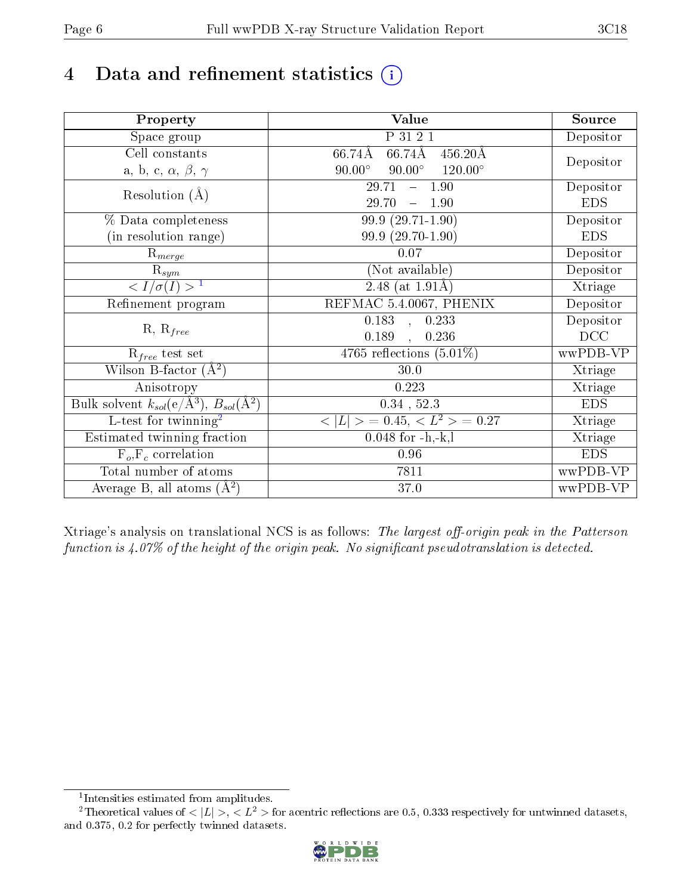# 4 Data and refinement statistics (i)

| Property | Value | Source |
|---|---|---|
| Space group | P 31 2 1 | Depositor |
| Cell constants<br>a, b, c, $\alpha$, $\beta$, $\gamma$ | 66.74Å 66.74Å 456.20Å<br>90.00° 90.00° 120.00° | Depositor |
| Resolution (Å) | 29.71 – 1.90<br>29.70 – 1.90 | Depositor<br>EDS |
| % Data completeness<br>(in resolution range) | 99.9 (29.71-1.90)<br>99.9 (29.70-1.90) | Depositor<br>EDS |
| $R_{merge}$ | 0.07 | Depositor |
| $R_{sym}$ | (Not available) | Depositor |
| $< I/\sigma(I) >$ [1] | 2.48 (at 1.91Å) | Xtriage |
| Refinement program | REFMAC 5.4.0067, PHENIX | Depositor |
| R, $R_{free}$ | 0.183 , 0.233<br>0.189 , 0.236 | Depositor<br>DCC |
| $R_{free}$ test set | 4765 reflections (5.01%) | wwPDB-VP |
| Wilson B-factor (Å$^2$) | 30.0 | Xtriage |
| Anisotropy | 0.223 | Xtriage |
| Bulk solvent $k_{sol}$(e/Å$^3$), $B_{sol}$(Å$^2$) | 0.34 , 52.3 | EDS |
| L-test for twinning[2] | $< \lvert L \rvert > = 0.45$, $< L^2 > = 0.27$ | Xtriage |
| Estimated twinning fraction | 0.048 for -h,-k,l | Xtriage |
| $F_o$,$F_c$ correlation | 0.96 | EDS |
| Total number of atoms | 7811 | wwPDB-VP |
| Average B, all atoms (Å$^2$) | 37.0 | wwPDB-VP |

Xtriage's analysis on translational NCS is as follows: *The largest off-origin peak in the Patterson function is 4.07% of the height of the origin peak. No significant pseudotranslation is detected.*

[1] Intensities estimated from amplitudes.

[2] Theoretical values of $< \lvert L \rvert >$, $< L^2 >$ for acentric reflections are 0.5, 0.333 respectively for untwinned datasets, and 0.375, 0.2 for perfectly twinned datasets.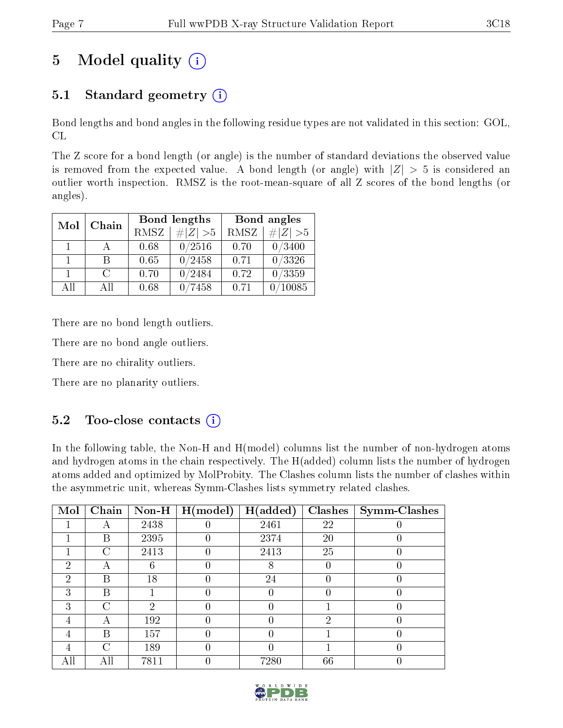# 5 Model quality

## 5.1 Standard geometry

Bond lengths and bond angles in the following residue types are not validated in this section: GOL, CL

The Z score for a bond length (or angle) is the number of standard deviations the observed value is removed from the expected value. A bond length (or angle) with $|Z| > 5$ is considered an outlier worth inspection. RMSZ is the root-mean-square of all Z scores of the bond lengths (or angles).

| Mol | Chain | Bond lengths | | Bond angles | |
|---|---|---|---|---|---|
| | | RMSZ | $\#|Z|>5$ | RMSZ | $\#|Z|>5$ |
| 1 | A | 0.68 | 0/2516 | 0.70 | 0/3400 |
| 1 | B | 0.65 | 0/2458 | 0.71 | 0/3326 |
| 1 | C | 0.70 | 0/2484 | 0.72 | 0/3359 |
| All | All | 0.68 | 0/7458 | 0.71 | 0/10085 |

There are no bond length outliers.

There are no bond angle outliers.

There are no chirality outliers.

There are no planarity outliers.

## 5.2 Too-close contacts

In the following table, the Non-H and H(model) columns list the number of non-hydrogen atoms and hydrogen atoms in the chain respectively. The H(added) column lists the number of hydrogen atoms added and optimized by MolProbity. The Clashes column lists the number of clashes within the asymmetric unit, whereas Symm-Clashes lists symmetry related clashes.

| Mol | Chain | Non-H | H(model) | H(added) | Clashes | Symm-Clashes |
|---|---|---|---|---|---|---|
| 1 | A | 2438 | 0 | 2461 | 22 | 0 |
| 1 | B | 2395 | 0 | 2374 | 20 | 0 |
| 1 | C | 2413 | 0 | 2413 | 25 | 0 |
| 2 | A | 6 | 0 | 8 | 0 | 0 |
| 2 | B | 18 | 0 | 24 | 0 | 0 |
| 3 | B | 1 | 0 | 0 | 0 | 0 |
| 3 | C | 2 | 0 | 0 | 1 | 0 |
| 4 | A | 192 | 0 | 0 | 2 | 0 |
| 4 | B | 157 | 0 | 0 | 1 | 0 |
| 4 | C | 189 | 0 | 0 | 1 | 0 |
| All | All | 7811 | 0 | 7280 | 66 | 0 |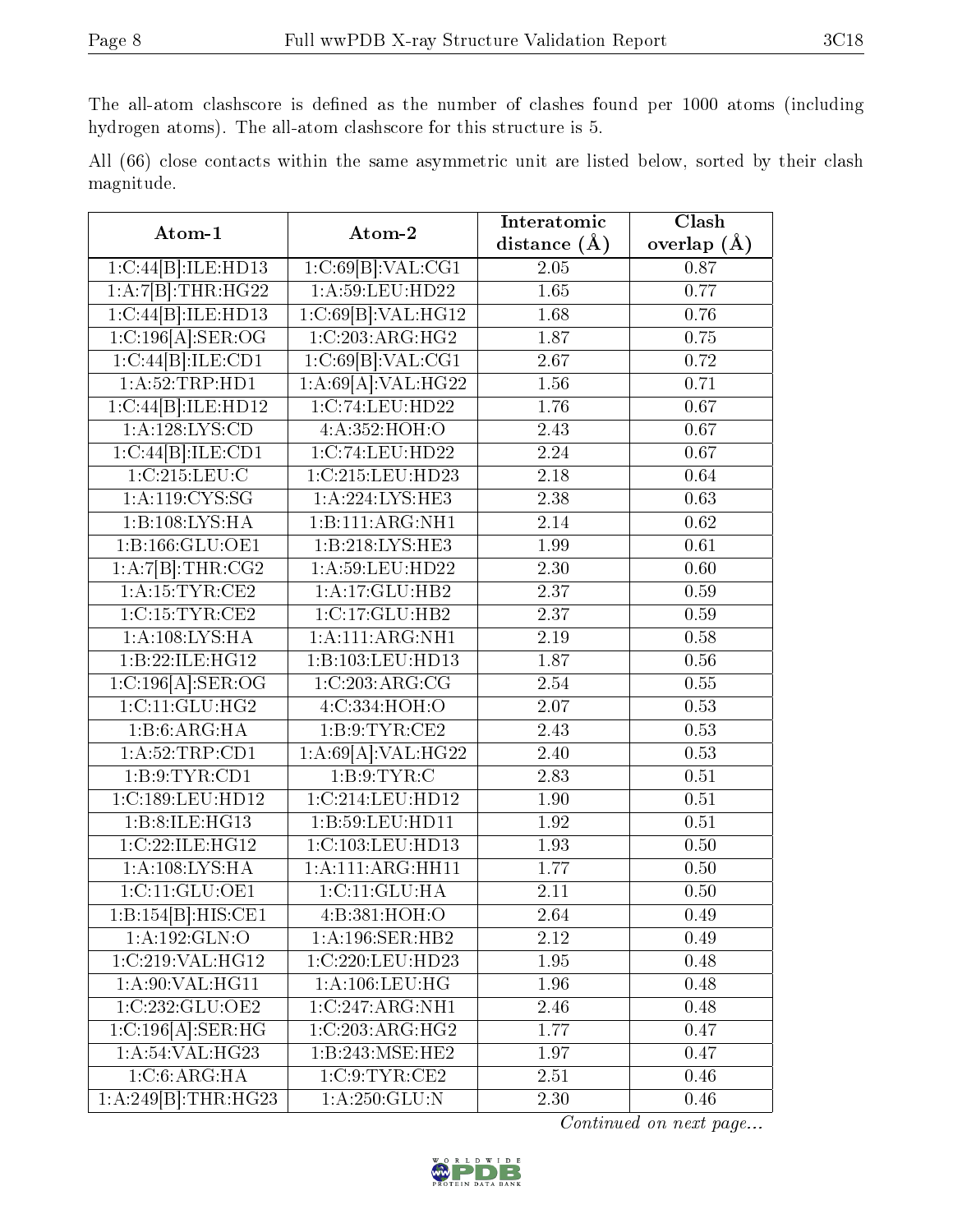The all-atom clashscore is defined as the number of clashes found per 1000 atoms (including hydrogen atoms). The all-atom clashscore for this structure is 5.

All (66) close contacts within the same asymmetric unit are listed below, sorted by their clash magnitude.

| Atom-1 | Atom-2 | Interatomic distance (Å) | Clash overlap (Å) |
|---|---|---|---|
| 1:C:44[B]:ILE:HD13 | 1:C:69[B]:VAL:CG1 | 2.05 | 0.87 |
| 1:A:7[B]:THR:HG22 | 1:A:59:LEU:HD22 | 1.65 | 0.77 |
| 1:C:44[B]:ILE:HD13 | 1:C:69[B]:VAL:HG12 | 1.68 | 0.76 |
| 1:C:196[A]:SER:OG | 1:C:203:ARG:HG2 | 1.87 | 0.75 |
| 1:C:44[B]:ILE:CD1 | 1:C:69[B]:VAL:CG1 | 2.67 | 0.72 |
| 1:A:52:TRP:HD1 | 1:A:69[A]:VAL:HG22 | 1.56 | 0.71 |
| 1:C:44[B]:ILE:HD12 | 1:C:74:LEU:HD22 | 1.76 | 0.67 |
| 1:A:128:LYS:CD | 4:A:352:HOH:O | 2.43 | 0.67 |
| 1:C:44[B]:ILE:CD1 | 1:C:74:LEU:HD22 | 2.24 | 0.67 |
| 1:C:215:LEU:C | 1:C:215:LEU:HD23 | 2.18 | 0.64 |
| 1:A:119:CYS:SG | 1:A:224:LYS:HE3 | 2.38 | 0.63 |
| 1:B:108:LYS:HA | 1:B:111:ARG:NH1 | 2.14 | 0.62 |
| 1:B:166:GLU:OE1 | 1:B:218:LYS:HE3 | 1.99 | 0.61 |
| 1:A:7[B]:THR:CG2 | 1:A:59:LEU:HD22 | 2.30 | 0.60 |
| 1:A:15:TYR:CE2 | 1:A:17:GLU:HB2 | 2.37 | 0.59 |
| 1:C:15:TYR:CE2 | 1:C:17:GLU:HB2 | 2.37 | 0.59 |
| 1:A:108:LYS:HA | 1:A:111:ARG:NH1 | 2.19 | 0.58 |
| 1:B:22:ILE:HG12 | 1:B:103:LEU:HD13 | 1.87 | 0.56 |
| 1:C:196[A]:SER:OG | 1:C:203:ARG:CG | 2.54 | 0.55 |
| 1:C:11:GLU:HG2 | 4:C:334:HOH:O | 2.07 | 0.53 |
| 1:B:6:ARG:HA | 1:B:9:TYR:CE2 | 2.43 | 0.53 |
| 1:A:52:TRP:CD1 | 1:A:69[A]:VAL:HG22 | 2.40 | 0.53 |
| 1:B:9:TYR:CD1 | 1:B:9:TYR:C | 2.83 | 0.51 |
| 1:C:189:LEU:HD12 | 1:C:214:LEU:HD12 | 1.90 | 0.51 |
| 1:B:8:ILE:HG13 | 1:B:59:LEU:HD11 | 1.92 | 0.51 |
| 1:C:22:ILE:HG12 | 1:C:103:LEU:HD13 | 1.93 | 0.50 |
| 1:A:108:LYS:HA | 1:A:111:ARG:HH11 | 1.77 | 0.50 |
| 1:C:11:GLU:OE1 | 1:C:11:GLU:HA | 2.11 | 0.50 |
| 1:B:154[B]:HIS:CE1 | 4:B:381:HOH:O | 2.64 | 0.49 |
| 1:A:192:GLN:O | 1:A:196:SER:HB2 | 2.12 | 0.49 |
| 1:C:219:VAL:HG12 | 1:C:220:LEU:HD23 | 1.95 | 0.48 |
| 1:A:90:VAL:HG11 | 1:A:106:LEU:HG | 1.96 | 0.48 |
| 1:C:232:GLU:OE2 | 1:C:247:ARG:NH1 | 2.46 | 0.48 |
| 1:C:196[A]:SER:HG | 1:C:203:ARG:HG2 | 1.77 | 0.47 |
| 1:A:54:VAL:HG23 | 1:B:243:MSE:HE2 | 1.97 | 0.47 |
| 1:C:6:ARG:HA | 1:C:9:TYR:CE2 | 2.51 | 0.46 |
| 1:A:249[B]:THR:HG23 | 1:A:250:GLU:N | 2.30 | 0.46 |

*Continued on next page...*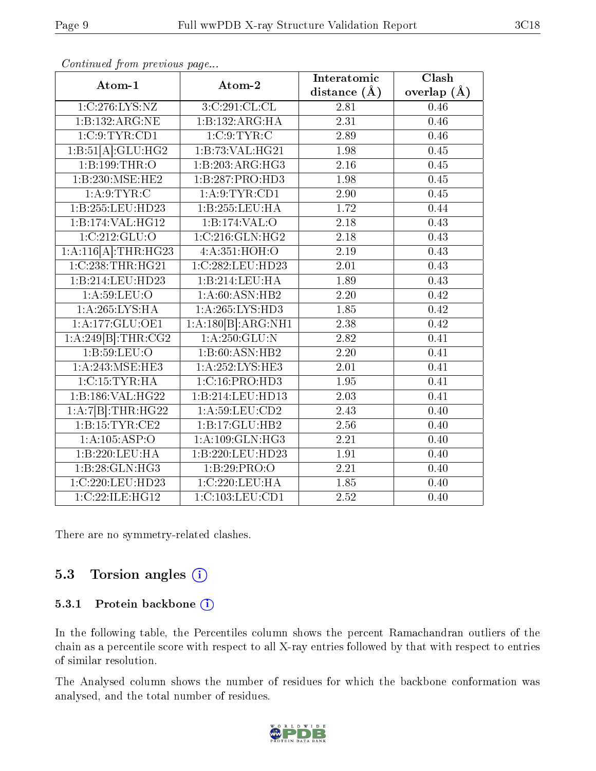*Continued from previous page...*

| Atom-1 | Atom-2 | Interatomic distance (Å) | Clash overlap (Å) |
|---|---|---|---|
| 1:C:276:LYS:NZ | 3:C:291:CL:CL | 2.81 | 0.46 |
| 1:B:132:ARG:NE | 1:B:132:ARG:HA | 2.31 | 0.46 |
| 1:C:9:TYR:CD1 | 1:C:9:TYR:C | 2.89 | 0.46 |
| 1:B:51[A]:GLU:HG2 | 1:B:73:VAL:HG21 | 1.98 | 0.45 |
| 1:B:199:THR:O | 1:B:203:ARG:HG3 | 2.16 | 0.45 |
| 1:B:230:MSE:HE2 | 1:B:287:PRO:HD3 | 1.98 | 0.45 |
| 1:A:9:TYR:C | 1:A:9:TYR:CD1 | 2.90 | 0.45 |
| 1:B:255:LEU:HD23 | 1:B:255:LEU:HA | 1.72 | 0.44 |
| 1:B:174:VAL:HG12 | 1:B:174:VAL:O | 2.18 | 0.43 |
| 1:C:212:GLU:O | 1:C:216:GLN:HG2 | 2.18 | 0.43 |
| 1:A:116[A]:THR:HG23 | 4:A:351:HOH:O | 2.19 | 0.43 |
| 1:C:238:THR:HG21 | 1:C:282:LEU:HD23 | 2.01 | 0.43 |
| 1:B:214:LEU:HD23 | 1:B:214:LEU:HA | 1.89 | 0.43 |
| 1:A:59:LEU:O | 1:A:60:ASN:HB2 | 2.20 | 0.42 |
| 1:A:265:LYS:HA | 1:A:265:LYS:HD3 | 1.85 | 0.42 |
| 1:A:177:GLU:OE1 | 1:A:180[B]:ARG:NH1 | 2.38 | 0.42 |
| 1:A:249[B]:THR:CG2 | 1:A:250:GLU:N | 2.82 | 0.41 |
| 1:B:59:LEU:O | 1:B:60:ASN:HB2 | 2.20 | 0.41 |
| 1:A:243:MSE:HE3 | 1:A:252:LYS:HE3 | 2.01 | 0.41 |
| 1:C:15:TYR:HA | 1:C:16:PRO:HD3 | 1.95 | 0.41 |
| 1:B:186:VAL:HG22 | 1:B:214:LEU:HD13 | 2.03 | 0.41 |
| 1:A:7[B]:THR:HG22 | 1:A:59:LEU:CD2 | 2.43 | 0.40 |
| 1:B:15:TYR:CE2 | 1:B:17:GLU:HB2 | 2.56 | 0.40 |
| 1:A:105:ASP:O | 1:A:109:GLN:HG3 | 2.21 | 0.40 |
| 1:B:220:LEU:HA | 1:B:220:LEU:HD23 | 1.91 | 0.40 |
| 1:B:28:GLN:HG3 | 1:B:29:PRO:O | 2.21 | 0.40 |
| 1:C:220:LEU:HD23 | 1:C:220:LEU:HA | 1.85 | 0.40 |
| 1:C:22:ILE:HG12 | 1:C:103:LEU:CD1 | 2.52 | 0.40 |

There are no symmetry-related clashes.

## 5.3 Torsion angles (i)

### 5.3.1 Protein backbone (i)

In the following table, the Percentiles column shows the percent Ramachandran outliers of the chain as a percentile score with respect to all X-ray entries followed by that with respect to entries of similar resolution.

The Analysed column shows the number of residues for which the backbone conformation was analysed, and the total number of residues.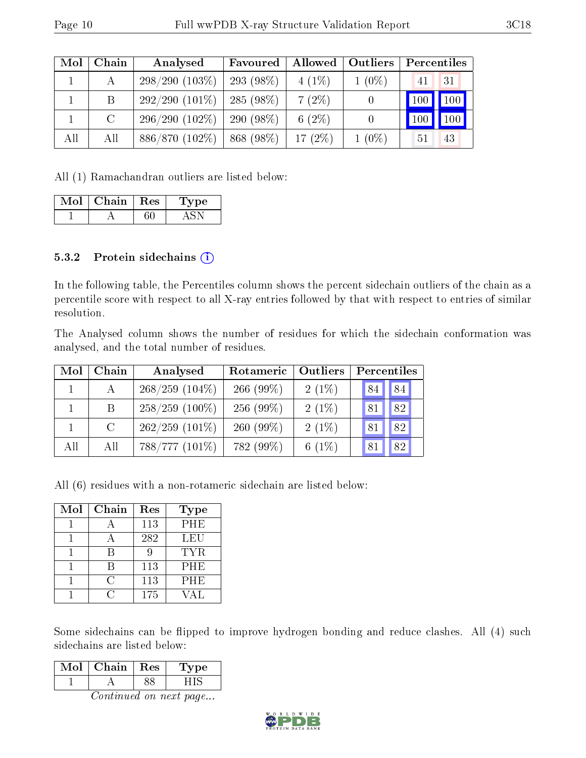| Mol | Chain | Analysed | Favoured | Allowed | Outliers | Percentiles | |
|---|---|---|---|---|---|---|---|
| 1 | A | 298/290 (103%) | 293 (98%) | 4 (1%) | 1 (0%) | 41 | 31 |
| 1 | B | 292/290 (101%) | 285 (98%) | 7 (2%) | 0 | 100 | 100 |
| 1 | C | 296/290 (102%) | 290 (98%) | 6 (2%) | 0 | 100 | 100 |
| All | All | 886/870 (102%) | 868 (98%) | 17 (2%) | 1 (0%) | 51 | 43 |

All (1) Ramachandran outliers are listed below:

| Mol | Chain | Res | Type |
|---|---|---|---|
| 1 | A | 60 | ASN |

### 5.3.2 Protein sidechains

In the following table, the Percentiles column shows the percent sidechain outliers of the chain as a percentile score with respect to all X-ray entries followed by that with respect to entries of similar resolution.

The Analysed column shows the number of residues for which the sidechain conformation was analysed, and the total number of residues.

| Mol | Chain | Analysed | Rotameric | Outliers | Percentiles | |
|---|---|---|---|---|---|---|
| 1 | A | 268/259 (104%) | 266 (99%) | 2 (1%) | 84 | 84 |
| 1 | B | 258/259 (100%) | 256 (99%) | 2 (1%) | 81 | 82 |
| 1 | C | 262/259 (101%) | 260 (99%) | 2 (1%) | 81 | 82 |
| All | All | 788/777 (101%) | 782 (99%) | 6 (1%) | 81 | 82 |

All (6) residues with a non-rotameric sidechain are listed below:

| Mol | Chain | Res | Type |
|---|---|---|---|
| 1 | A | 113 | PHE |
| 1 | A | 282 | LEU |
| 1 | B | 9 | TYR |
| 1 | B | 113 | PHE |
| 1 | C | 113 | PHE |
| 1 | C | 175 | VAL |

Some sidechains can be flipped to improve hydrogen bonding and reduce clashes. All (4) such sidechains are listed below:

| Mol | Chain | Res | Type |
|---|---|---|---|
| 1 | A | 88 | HIS |

*Continued on next page...*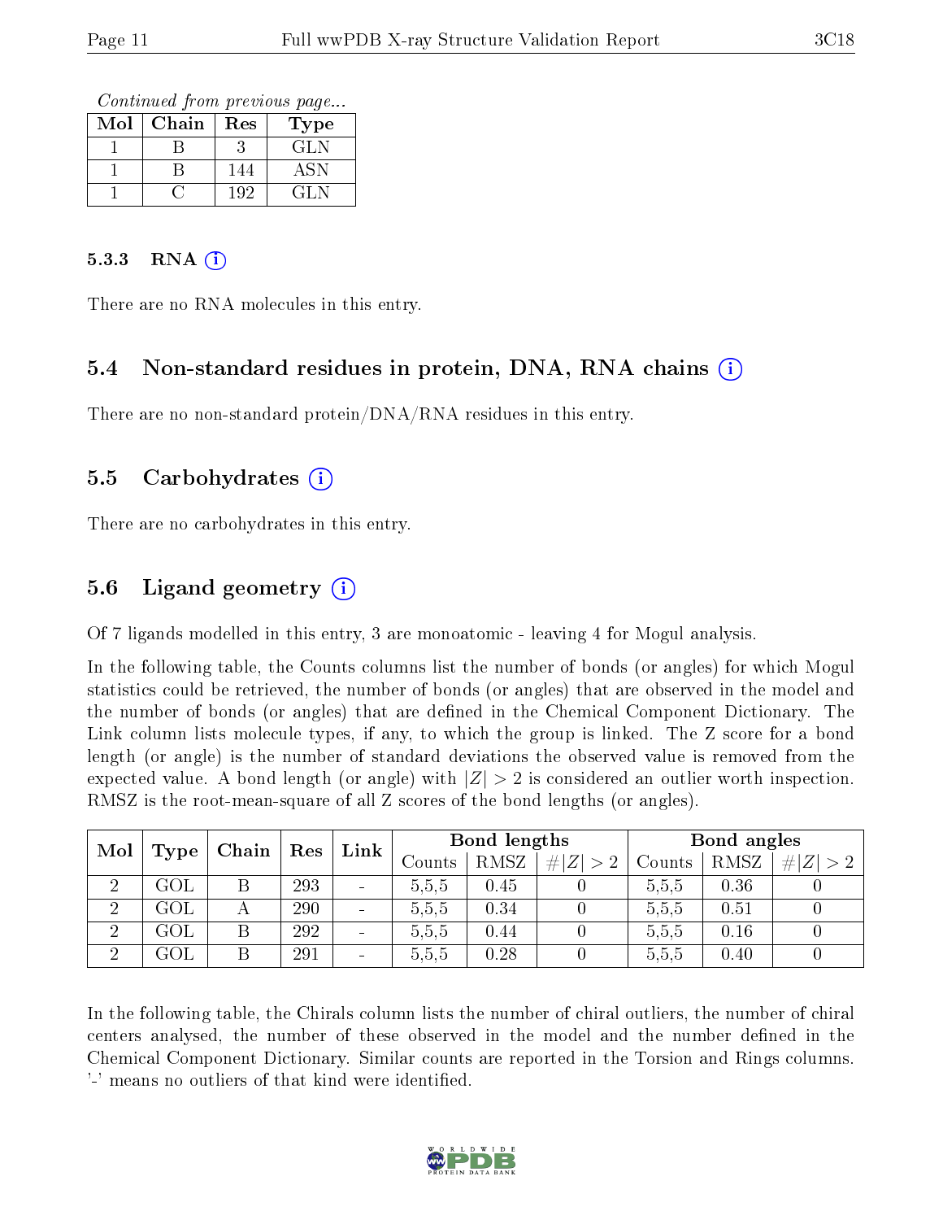*Continued from previous page...*

| Mol | Chain | Res | Type |
|---|---|---|---|
| 1 | B | 3 | GLN |
| 1 | B | 144 | ASN |
| 1 | C | 192 | GLN |

#### 5.3.3 RNA (i)

There are no RNA molecules in this entry.

### 5.4 Non-standard residues in protein, DNA, RNA chains (i)

There are no non-standard protein/DNA/RNA residues in this entry.

### 5.5 Carbohydrates (i)

There are no carbohydrates in this entry.

### 5.6 Ligand geometry (i)

Of 7 ligands modelled in this entry, 3 are monoatomic - leaving 4 for Mogul analysis.

In the following table, the Counts columns list the number of bonds (or angles) for which Mogul statistics could be retrieved, the number of bonds (or angles) that are observed in the model and the number of bonds (or angles) that are defined in the Chemical Component Dictionary. The Link column lists molecule types, if any, to which the group is linked. The Z score for a bond length (or angle) is the number of standard deviations the observed value is removed from the expected value. A bond length (or angle) with $|Z| > 2$ is considered an outlier worth inspection. RMSZ is the root-mean-square of all Z scores of the bond lengths (or angles).

| Mol | Type | Chain | Res | Link | Bond lengths | | | Bond angles | | |
|---|---|---|---|---|---|---|---|---|---|---|
| | | | | | Counts | RMSZ | $\#\|Z\| > 2$ | Counts | RMSZ | $\#\|Z\| > 2$ |
| 2 | GOL | B | 293 | - | 5,5,5 | 0.45 | 0 | 5,5,5 | 0.36 | 0 |
| 2 | GOL | A | 290 | - | 5,5,5 | 0.34 | 0 | 5,5,5 | 0.51 | 0 |
| 2 | GOL | B | 292 | - | 5,5,5 | 0.44 | 0 | 5,5,5 | 0.16 | 0 |
| 2 | GOL | B | 291 | - | 5,5,5 | 0.28 | 0 | 5,5,5 | 0.40 | 0 |

In the following table, the Chirals column lists the number of chiral outliers, the number of chiral centers analysed, the number of these observed in the model and the number defined in the Chemical Component Dictionary. Similar counts are reported in the Torsion and Rings columns. '-' means no outliers of that kind were identified.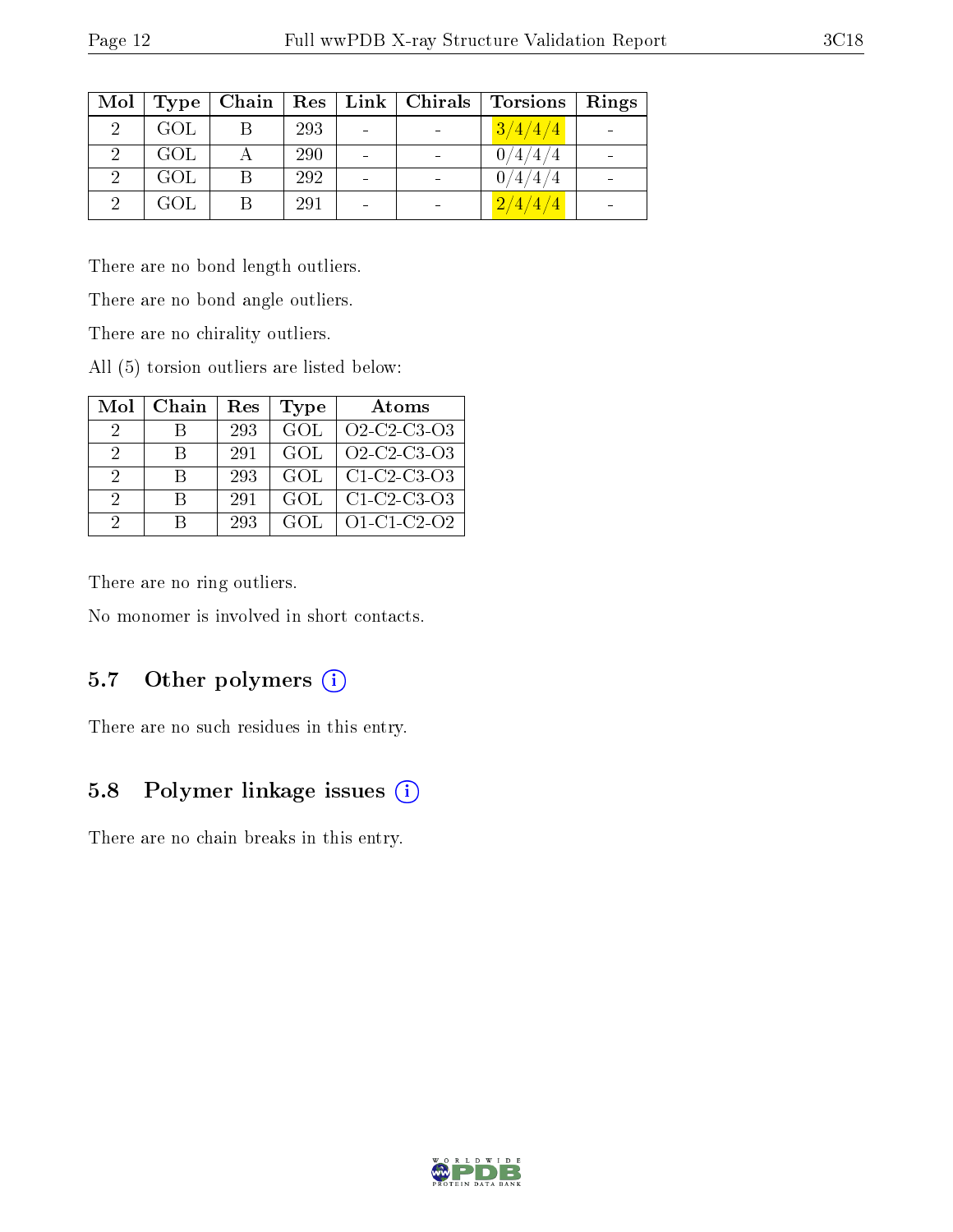| Mol | Type | Chain | Res | Link | Chirals | Torsions | Rings |
|---|---|---|---|---|---|---|---|
| 2 | GOL | B | 293 | - | - | 3/4/4/4 | - |
| 2 | GOL | A | 290 | - | - | 0/4/4/4 | - |
| 2 | GOL | B | 292 | - | - | 0/4/4/4 | - |
| 2 | GOL | B | 291 | - | - | 2/4/4/4 | - |

There are no bond length outliers.

There are no bond angle outliers.

There are no chirality outliers.

All (5) torsion outliers are listed below:

| Mol | Chain | Res | Type | Atoms |
|---|---|---|---|---|
| 2 | B | 293 | GOL | O2-C2-C3-O3 |
| 2 | B | 291 | GOL | O2-C2-C3-O3 |
| 2 | B | 293 | GOL | C1-C2-C3-O3 |
| 2 | B | 291 | GOL | C1-C2-C3-O3 |
| 2 | B | 293 | GOL | O1-C1-C2-O2 |

There are no ring outliers.

No monomer is involved in short contacts.

### 5.7 Other polymers (i)

There are no such residues in this entry.

### 5.8 Polymer linkage issues (i)

There are no chain breaks in this entry.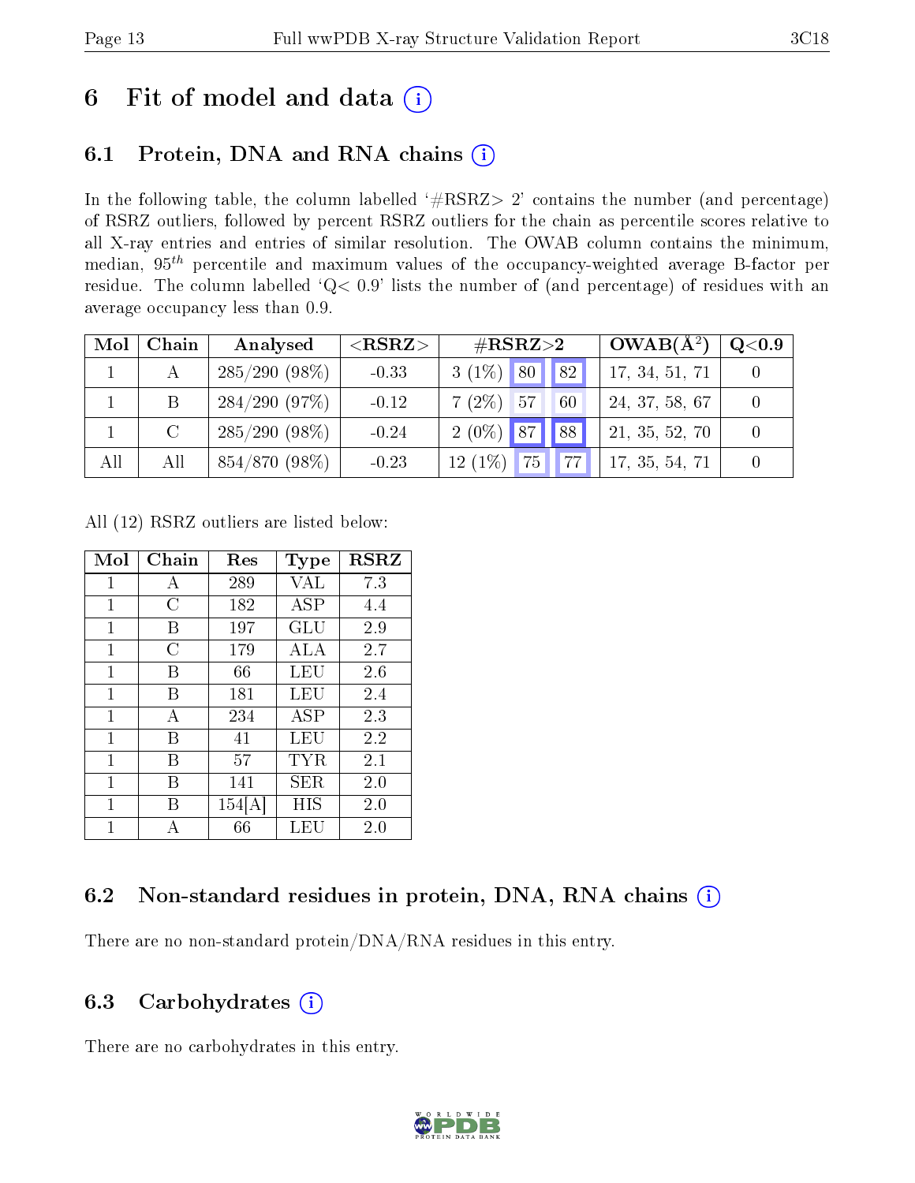# 6 Fit of model and data

## 6.1 Protein, DNA and RNA chains

In the following table, the column labelled '#RSRZ> 2' contains the number (and percentage) of RSRZ outliers, followed by percent RSRZ outliers for the chain as percentile scores relative to all X-ray entries and entries of similar resolution. The OWAB column contains the minimum, median, $95^{th}$ percentile and maximum values of the occupancy-weighted average B-factor per residue. The column labelled 'Q< 0.9' lists the number of (and percentage) of residues with an average occupancy less than 0.9.

| Mol | Chain | Analysed | <RSRZ> | #RSRZ>2 | | | OWAB(Å$^2$) | Q<0.9 |
|---|---|---|---|---|---|---|---|---|
| 1 | A | 285/290 (98%) | -0.33 | 3 (1%) | 80 | 82 | 17, 34, 51, 71 | 0 |
| 1 | B | 284/290 (97%) | -0.12 | 7 (2%) | 57 | 60 | 24, 37, 58, 67 | 0 |
| 1 | C | 285/290 (98%) | -0.24 | 2 (0%) | 87 | 88 | 21, 35, 52, 70 | 0 |
| All | All | 854/870 (98%) | -0.23 | 12 (1%) | 75 | 77 | 17, 35, 54, 71 | 0 |

All (12) RSRZ outliers are listed below:

| Mol | Chain | Res | Type | RSRZ |
|---|---|---|---|---|
| 1 | A | 289 | VAL | 7.3 |
| 1 | C | 182 | ASP | 4.4 |
| 1 | B | 197 | GLU | 2.9 |
| 1 | C | 179 | ALA | 2.7 |
| 1 | B | 66 | LEU | 2.6 |
| 1 | B | 181 | LEU | 2.4 |
| 1 | A | 234 | ASP | 2.3 |
| 1 | B | 41 | LEU | 2.2 |
| 1 | B | 57 | TYR | 2.1 |
| 1 | B | 141 | SER | 2.0 |
| 1 | B | 154[A] | HIS | 2.0 |
| 1 | A | 66 | LEU | 2.0 |

## 6.2 Non-standard residues in protein, DNA, RNA chains

There are no non-standard protein/DNA/RNA residues in this entry.

## 6.3 Carbohydrates

There are no carbohydrates in this entry.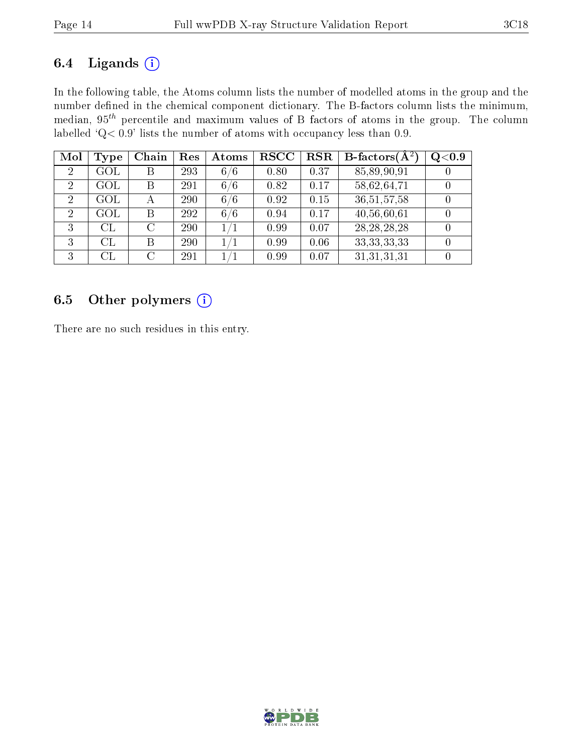## 6.4 Ligands (i)

In the following table, the Atoms column lists the number of modelled atoms in the group and the number defined in the chemical component dictionary. The B-factors column lists the minimum, median, $95^{th}$ percentile and maximum values of B factors of atoms in the group. The column labelled 'Q< 0.9' lists the number of atoms with occupancy less than 0.9.

| Mol | Type | Chain | Res | Atoms | RSCC | RSR | B-factors($Å^2$) | Q<0.9 |
|---|---|---|---|---|---|---|---|---|
| 2 | GOL | B | 293 | 6/6 | 0.80 | 0.37 | 85,89,90,91 | 0 |
| 2 | GOL | B | 291 | 6/6 | 0.82 | 0.17 | 58,62,64,71 | 0 |
| 2 | GOL | A | 290 | 6/6 | 0.92 | 0.15 | 36,51,57,58 | 0 |
| 2 | GOL | B | 292 | 6/6 | 0.94 | 0.17 | 40,56,60,61 | 0 |
| 3 | CL | C | 290 | 1/1 | 0.99 | 0.07 | 28,28,28,28 | 0 |
| 3 | CL | B | 290 | 1/1 | 0.99 | 0.06 | 33,33,33,33 | 0 |
| 3 | CL | C | 291 | 1/1 | 0.99 | 0.07 | 31,31,31,31 | 0 |

## 6.5 Other polymers (i)

There are no such residues in this entry.